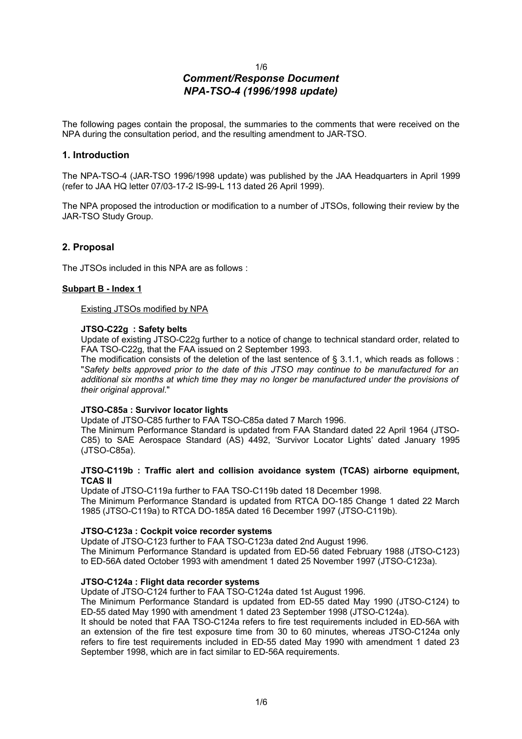# *Comment/Response Document NPA-TSO-4 (1996/1998 update)*

The following pages contain the proposal, the summaries to the comments that were received on the NPA during the consultation period, and the resulting amendment to JAR-TSO.

## 1. Introduction

The NPA-TSO-4 (JAR-TSO 1996/1998 update) was published by the JAA Headquarters in April 1999 (refer to JAA HQ letter 07/03-17-2 IS-99-L 113 dated 26 April 1999).

The NPA proposed the introduction or modification to a number of JTSOs, following their review by the JAR-TSO Study Group.

## 2. Proposal

The JTSOs included in this NPA are as follows :

**Subpart B - Index 1**

Existing JTSOs modified by NPA

**JTSO-C22g : Safety belts**

Update of existing JTSO-C22g further to a notice of change to technical standard order, related to FAA TSO-C22g, that the FAA issued on 2 September 1993.

The modification consists of the deletion of the last sentence of § 3.1.1, which reads as follows : "*Safety belts approved prior to the date of this JTSO may continue to be manufactured for an additional six months at which time they may no longer be manufactured under the provisions of their original approval*."

**JTSO-C85a : Survivor locator lights**

Update of JTSO-C85 further to FAA TSO-C85a dated 7 March 1996.

The Minimum Performance Standard is updated from FAA Standard dated 22 April 1964 (JTSO-C85) to SAE Aerospace Standard (AS) 4492, 'Survivor Locator Lights' dated January 1995 (JTSO-C85a).

**JTSO-C119b : Traffic alert and collision avoidance system (TCAS) airborne equipment, TCAS II**

Update of JTSO-C119a further to FAA TSO-C119b dated 18 December 1998.

The Minimum Performance Standard is updated from RTCA DO-185 Change 1 dated 22 March 1985 (JTSO-C119a) to RTCA DO-185A dated 16 December 1997 (JTSO-C119b).

**JTSO-C123a : Cockpit voice recorder systems**

Update of JTSO-C123 further to FAA TSO-C123a dated 2nd August 1996.

The Minimum Performance Standard is updated from ED-56 dated February 1988 (JTSO-C123) to ED-56A dated October 1993 with amendment 1 dated 25 November 1997 (JTSO-C123a).

**JTSO-C124a : Flight data recorder systems**

Update of JTSO-C124 further to FAA TSO-C124a dated 1st August 1996.

The Minimum Performance Standard is updated from ED-55 dated May 1990 (JTSO-C124) to ED-55 dated May 1990 with amendment 1 dated 23 September 1998 (JTSO-C124a).

It should be noted that FAA TSO-C124a refers to fire test requirements included in ED-56A with an extension of the fire test exposure time from 30 to 60 minutes, whereas JTSO-C124a only refers to fire test requirements included in ED-55 dated May 1990 with amendment 1 dated 23 September 1998, which are in fact similar to ED-56A requirements.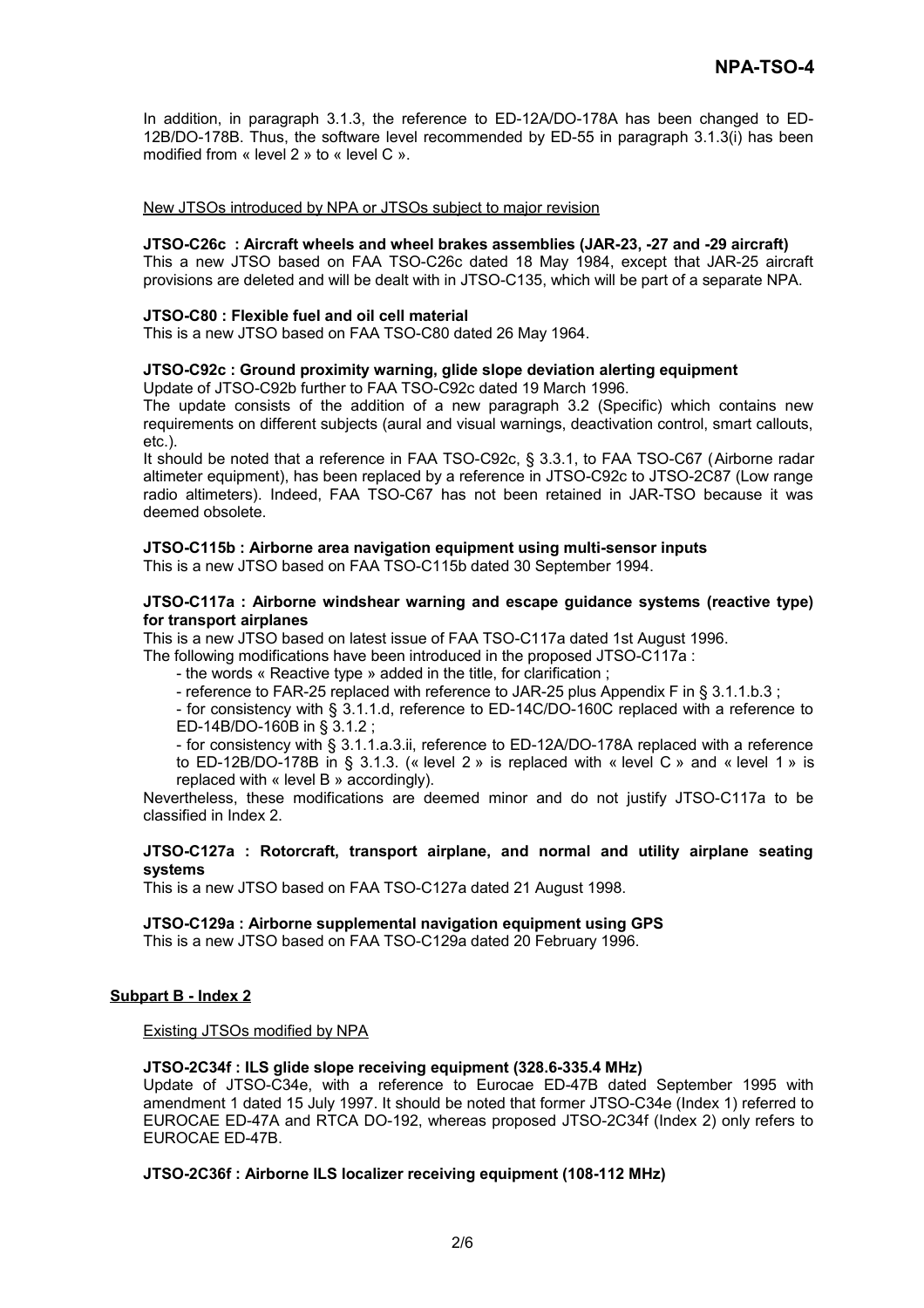In addition, in paragraph 3.1.3, the reference to ED-12A/DO-178A has been changed to ED-12B/DO-178B. Thus, the software level recommended by ED-55 in paragraph 3.1.3(i) has been modified from « level 2 » to « level C ».

New JTSOs introduced by NPA or JTSOs subject to major revision

**JTSO-C26c : Aircraft wheels and wheel brakes assemblies (JAR-23, -27 and -29 aircraft)**
This a new JTSO based on FAA TSO-C26c dated 18 May 1984, except that JAR-25 aircraft provisions are deleted and will be dealt with in JTSO-C135, which will be part of a separate NPA.

**JTSO-C80 : Flexible fuel and oil cell material**
This is a new JTSO based on FAA TSO-C80 dated 26 May 1964.

**JTSO-C92c : Ground proximity warning, glide slope deviation alerting equipment**
Update of JTSO-C92b further to FAA TSO-C92c dated 19 March 1996.
The update consists of the addition of a new paragraph 3.2 (Specific) which contains new requirements on different subjects (aural and visual warnings, deactivation control, smart callouts, etc.).
It should be noted that a reference in FAA TSO-C92c, § 3.3.1, to FAA TSO-C67 (Airborne radar altimeter equipment), has been replaced by a reference in JTSO-C92c to JTSO-2C87 (Low range radio altimeters). Indeed, FAA TSO-C67 has not been retained in JAR-TSO because it was deemed obsolete.

**JTSO-C115b : Airborne area navigation equipment using multi-sensor inputs**
This is a new JTSO based on FAA TSO-C115b dated 30 September 1994.

**JTSO-C117a : Airborne windshear warning and escape guidance systems (reactive type) for transport airplanes**
This is a new JTSO based on latest issue of FAA TSO-C117a dated 1st August 1996.
The following modifications have been introduced in the proposed JTSO-C117a :

- the words « Reactive type » added in the title, for clarification ;
- reference to FAR-25 replaced with reference to JAR-25 plus Appendix F in § 3.1.1.b.3 ;
- for consistency with § 3.1.1.d, reference to ED-14C/DO-160C replaced with a reference to ED-14B/DO-160B in § 3.1.2 ;
- for consistency with § 3.1.1.a.3.ii, reference to ED-12A/DO-178A replaced with a reference to ED-12B/DO-178B in § 3.1.3. (« level 2 » is replaced with « level C » and « level 1 » is replaced with « level B » accordingly).

Nevertheless, these modifications are deemed minor and do not justify JTSO-C117a to be classified in Index 2.

**JTSO-C127a : Rotorcraft, transport airplane, and normal and utility airplane seating systems**
This is a new JTSO based on FAA TSO-C127a dated 21 August 1998.

**JTSO-C129a : Airborne supplemental navigation equipment using GPS**
This is a new JTSO based on FAA TSO-C129a dated 20 February 1996.

## Subpart B - Index 2

Existing JTSOs modified by NPA

**JTSO-2C34f : ILS glide slope receiving equipment (328.6-335.4 MHz)**
Update of JTSO-C34e, with a reference to Eurocae ED-47B dated September 1995 with amendment 1 dated 15 July 1997. It should be noted that former JTSO-C34e (Index 1) referred to EUROCAE ED-47A and RTCA DO-192, whereas proposed JTSO-2C34f (Index 2) only refers to EUROCAE ED-47B.

**JTSO-2C36f : Airborne ILS localizer receiving equipment (108-112 MHz)**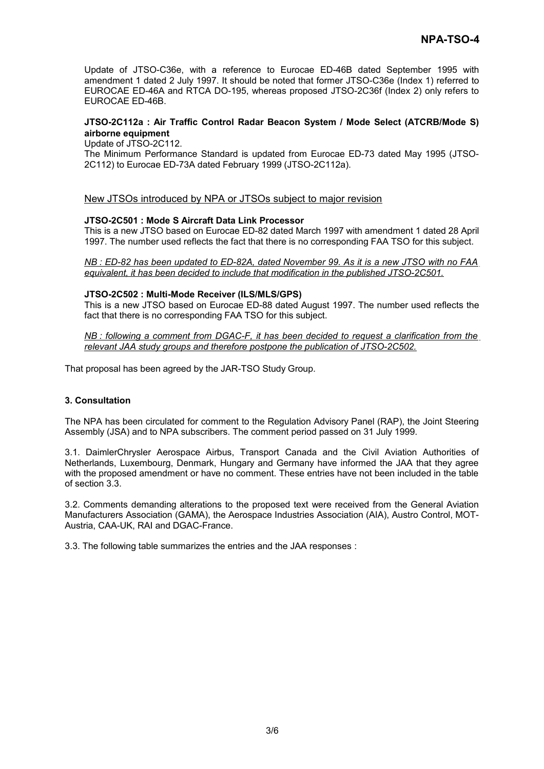Update of JTSO-C36e, with a reference to Eurocae ED-46B dated September 1995 with amendment 1 dated 2 July 1997. It should be noted that former JTSO-C36e (Index 1) referred to EUROCAE ED-46A and RTCA DO-195, whereas proposed JTSO-2C36f (Index 2) only refers to EUROCAE ED-46B.

**JTSO-2C112a : Air Traffic Control Radar Beacon System / Mode Select (ATCRB/Mode S) airborne equipment**

Update of JTSO-2C112.

The Minimum Performance Standard is updated from Eurocae ED-73 dated May 1995 (JTSO-2C112) to Eurocae ED-73A dated February 1999 (JTSO-2C112a).

<u>New JTSOs introduced by NPA or JTSOs subject to major revision</u>

**JTSO-2C501 : Mode S Aircraft Data Link Processor**

This is a new JTSO based on Eurocae ED-82 dated March 1997 with amendment 1 dated 28 April 1997. The number used reflects the fact that there is no corresponding FAA TSO for this subject.

*<u>NB : ED-82 has been updated to ED-82A, dated November 99. As it is a new JTSO with no FAA equivalent, it has been decided to include that modification in the published JTSO-2C501.</u>*

**JTSO-2C502 : Multi-Mode Receiver (ILS/MLS/GPS)**

This is a new JTSO based on Eurocae ED-88 dated August 1997. The number used reflects the fact that there is no corresponding FAA TSO for this subject.

*<u>NB : following a comment from DGAC-F, it has been decided to request a clarification from the relevant JAA study groups and therefore postpone the publication of JTSO-2C502.</u>*

That proposal has been agreed by the JAR-TSO Study Group.

**3. Consultation**

The NPA has been circulated for comment to the Regulation Advisory Panel (RAP), the Joint Steering Assembly (JSA) and to NPA subscribers. The comment period passed on 31 July 1999.

3.1. DaimlerChrysler Aerospace Airbus, Transport Canada and the Civil Aviation Authorities of Netherlands, Luxembourg, Denmark, Hungary and Germany have informed the JAA that they agree with the proposed amendment or have no comment. These entries have not been included in the table of section 3.3.

3.2. Comments demanding alterations to the proposed text were received from the General Aviation Manufacturers Association (GAMA), the Aerospace Industries Association (AIA), Austro Control, MOT-Austria, CAA-UK, RAI and DGAC-France.

3.3. The following table summarizes the entries and the JAA responses :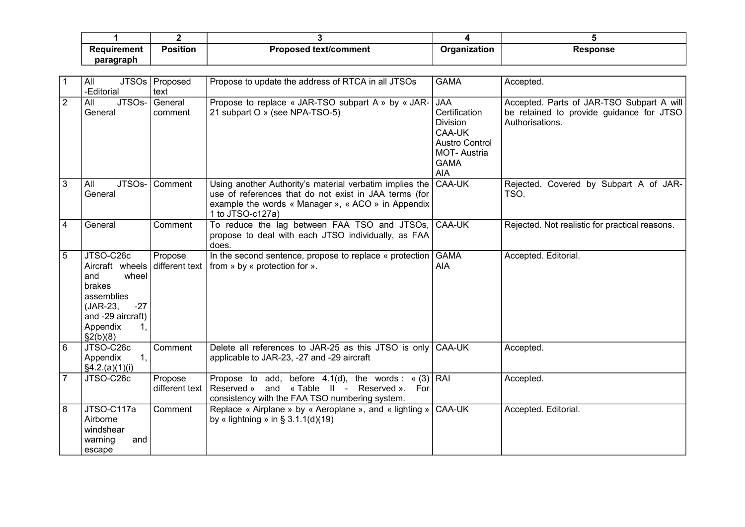| | 1 Requirement paragraph | 2 Position | 3 Proposed text/comment | 4 Organization | 5 Response |
|---|---|---|---|---|---|
| 1 | All JTSOs -Editorial | Proposed text | Propose to update the address of RTCA in all JTSOs | GAMA | Accepted. |
| 2 | All JTSOs-General | General comment | Propose to replace « JAR-TSO subpart A » by « JAR-21 subpart O » (see NPA-TSO-5) | JAA Certification Division CAA-UK Austro Control MOT- Austria GAMA AIA | Accepted. Parts of JAR-TSO Subpart A will be retained to provide guidance for JTSO Authorisations. |
| 3 | All JTSOs-General | Comment | Using another Authority's material verbatim implies the use of references that do not exist in JAA terms (for example the words « Manager », « ACO » in Appendix 1 to JTSO-c127a) | CAA-UK | Rejected. Covered by Subpart A of JAR-TSO. |
| 4 | General | Comment | To reduce the lag between FAA TSO and JTSOs, propose to deal with each JTSO individually, as FAA does. | CAA-UK | Rejected. Not realistic for practical reasons. |
| 5 | JTSO-C26c Aircraft wheels and wheel brakes assemblies (JAR-23, -27 and -29 aircraft) Appendix 1, §2(b)(8) | Propose different text | In the second sentence, propose to replace « protection from » by « protection for ». | GAMA AIA | Accepted. Editorial. |
| 6 | JTSO-C26c Appendix 1, §4.2.(a)(1)(i) | Comment | Delete all references to JAR-25 as this JTSO is only applicable to JAR-23, -27 and -29 aircraft | CAA-UK | Accepted. |
| 7 | JTSO-C26c | Propose different text | Propose to add, before 4.1(d), the words : « (3) Reserved » and « Table II - Reserved ». For consistency with the FAA TSO numbering system. | RAI | Accepted. |
| 8 | JTSO-C117a Airborne windshear warning and escape | Comment | Replace « Airplane » by « Aeroplane », and « lighting » by « lightning » in § 3.1.1(d)(19) | CAA-UK | Accepted. Editorial. |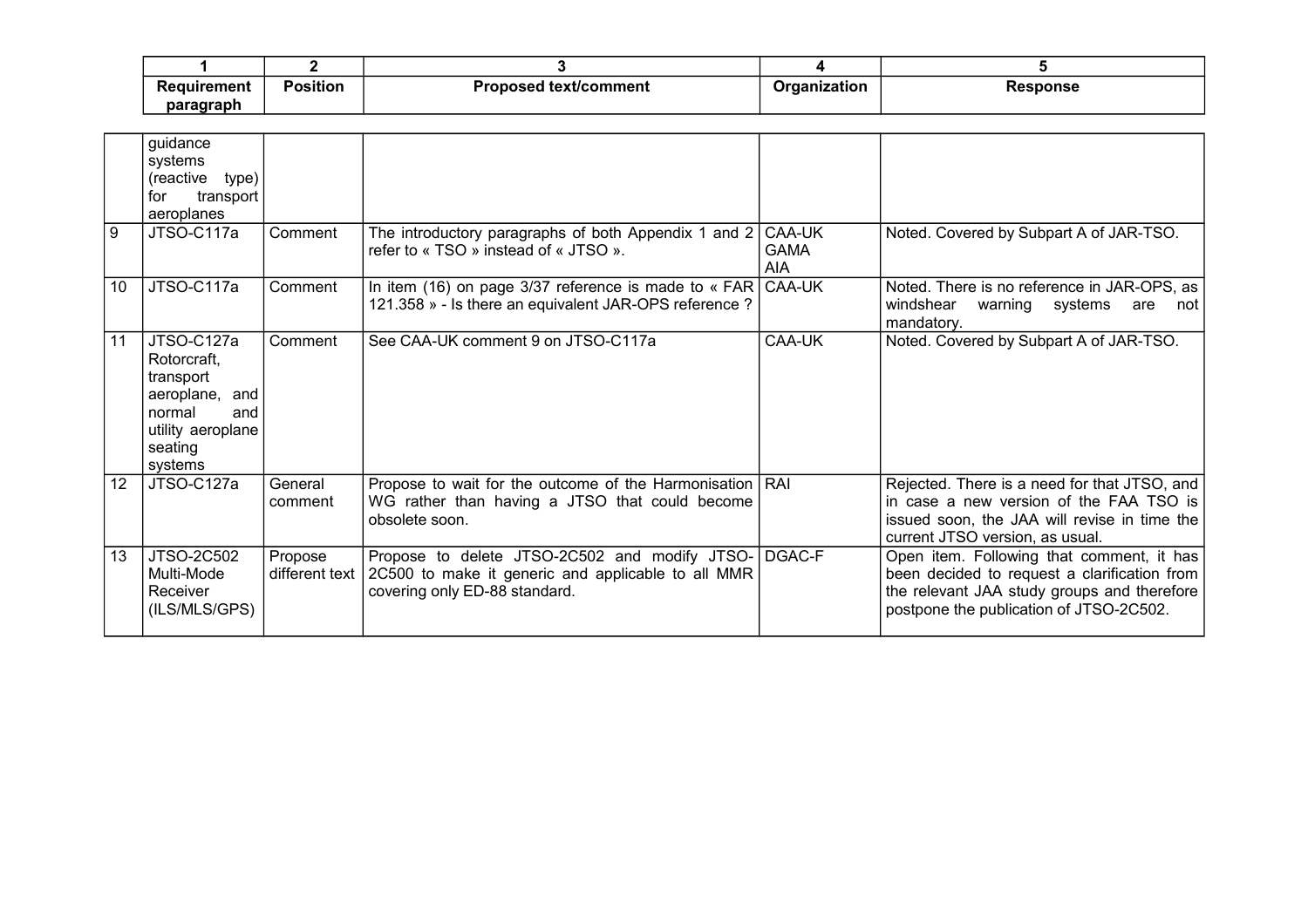| | 1<br>Requirement paragraph | 2<br>Position | 3<br>Proposed text/comment | 4<br>Organization | 5<br>Response |
|---|---|---|---|---|---|
| | guidance systems (reactive type) for transport aeroplanes | | | | |
| 9 | JTSO-C117a | Comment | The introductory paragraphs of both Appendix 1 and 2 refer to « TSO » instead of « JTSO ». | CAA-UK<br>GAMA<br>AIA | Noted. Covered by Subpart A of JAR-TSO. |
| 10 | JTSO-C117a | Comment | In item (16) on page 3/37 reference is made to « FAR 121.358 » - Is there an equivalent JAR-OPS reference ? | CAA-UK | Noted. There is no reference in JAR-OPS, as windshear warning systems are not mandatory. |
| 11 | JTSO-C127a Rotorcraft, transport aeroplane, and normal and utility aeroplane seating systems | Comment | See CAA-UK comment 9 on JTSO-C117a | CAA-UK | Noted. Covered by Subpart A of JAR-TSO. |
| 12 | JTSO-C127a | General comment | Propose to wait for the outcome of the Harmonisation WG rather than having a JTSO that could become obsolete soon. | RAI | Rejected. There is a need for that JTSO, and in case a new version of the FAA TSO is issued soon, the JAA will revise in time the current JTSO version, as usual. |
| 13 | JTSO-2C502 Multi-Mode Receiver (ILS/MLS/GPS) | Propose different text | Propose to delete JTSO-2C502 and modify JTSO-2C500 to make it generic and applicable to all MMR covering only ED-88 standard. | DGAC-F | Open item. Following that comment, it has been decided to request a clarification from the relevant JAA study groups and therefore postpone the publication of JTSO-2C502. |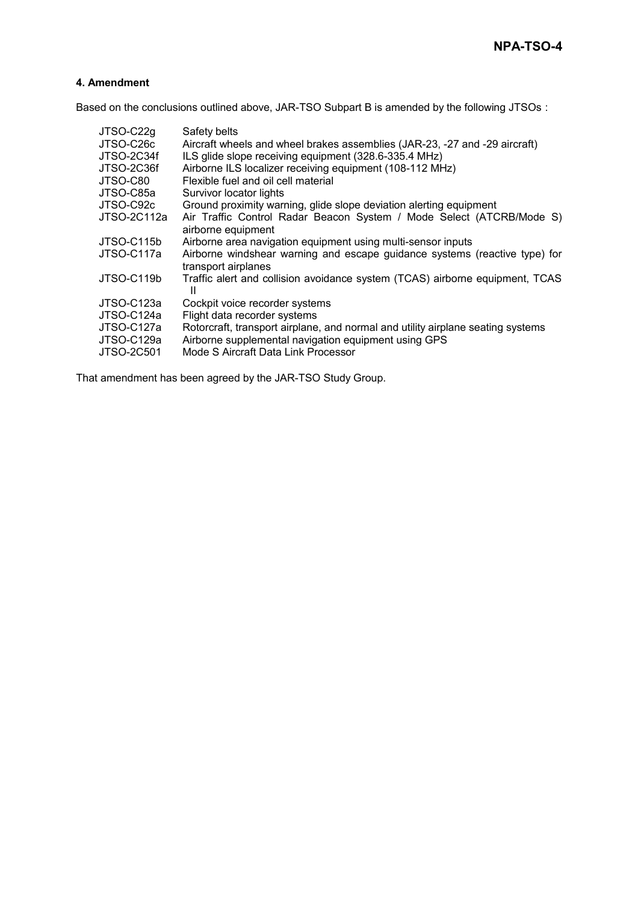### 4. Amendment

Based on the conclusions outlined above, JAR-TSO Subpart B is amended by the following JTSOs :

| | |
|---|---|
| JTSO-C22g | Safety belts |
| JTSO-C26c | Aircraft wheels and wheel brakes assemblies (JAR-23, -27 and -29 aircraft) |
| JTSO-2C34f | ILS glide slope receiving equipment (328.6-335.4 MHz) |
| JTSO-2C36f | Airborne ILS localizer receiving equipment (108-112 MHz) |
| JTSO-C80 | Flexible fuel and oil cell material |
| JTSO-C85a | Survivor locator lights |
| JTSO-C92c | Ground proximity warning, glide slope deviation alerting equipment |
| JTSO-2C112a | Air Traffic Control Radar Beacon System / Mode Select (ATCRB/Mode S) airborne equipment |
| JTSO-C115b | Airborne area navigation equipment using multi-sensor inputs |
| JTSO-C117a | Airborne windshear warning and escape guidance systems (reactive type) for transport airplanes |
| JTSO-C119b | Traffic alert and collision avoidance system (TCAS) airborne equipment, TCAS II |
| JTSO-C123a | Cockpit voice recorder systems |
| JTSO-C124a | Flight data recorder systems |
| JTSO-C127a | Rotorcraft, transport airplane, and normal and utility airplane seating systems |
| JTSO-C129a | Airborne supplemental navigation equipment using GPS |
| JTSO-2C501 | Mode S Aircraft Data Link Processor |

That amendment has been agreed by the JAR-TSO Study Group.